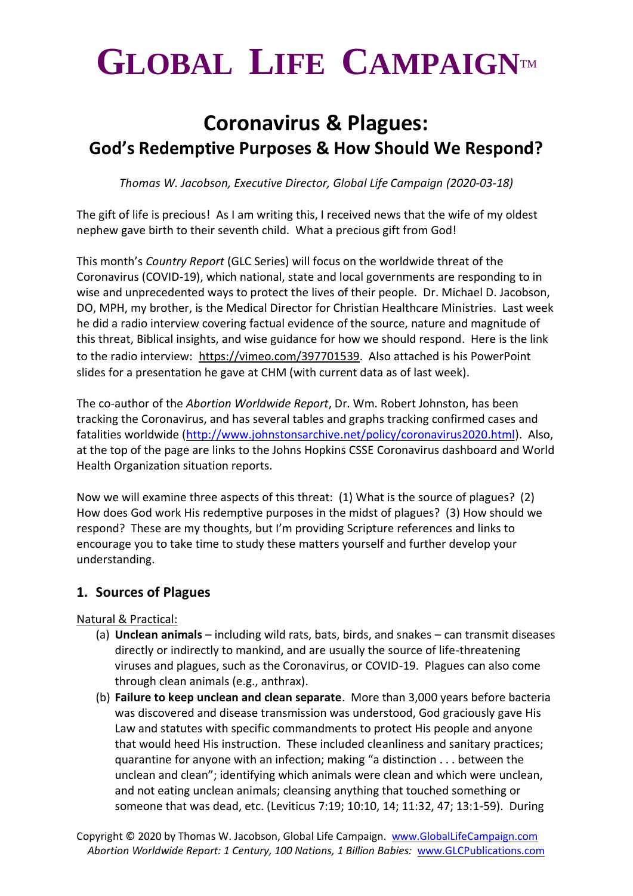# GLOBAL LIFE CAMPAIGN™

## Coronavirus & Plagues:
### God's Redemptive Purposes & How Should We Respond?

*Thomas W. Jacobson, Executive Director, Global Life Campaign (2020-03-18)*

The gift of life is precious! As I am writing this, I received news that the wife of my oldest nephew gave birth to their seventh child. What a precious gift from God!

This month's *Country Report* (GLC Series) will focus on the worldwide threat of the Coronavirus (COVID-19), which national, state and local governments are responding to in wise and unprecedented ways to protect the lives of their people. Dr. Michael D. Jacobson, DO, MPH, my brother, is the Medical Director for Christian Healthcare Ministries. Last week he did a radio interview covering factual evidence of the source, nature and magnitude of this threat, Biblical insights, and wise guidance for how we should respond. Here is the link to the radio interview: https://vimeo.com/397701539. Also attached is his PowerPoint slides for a presentation he gave at CHM (with current data as of last week).

The co-author of the *Abortion Worldwide Report*, Dr. Wm. Robert Johnston, has been tracking the Coronavirus, and has several tables and graphs tracking confirmed cases and fatalities worldwide (http://www.johnstonsarchive.net/policy/coronavirus2020.html). Also, at the top of the page are links to the Johns Hopkins CSSE Coronavirus dashboard and World Health Organization situation reports.

Now we will examine three aspects of this threat: (1) What is the source of plagues? (2) How does God work His redemptive purposes in the midst of plagues? (3) How should we respond? These are my thoughts, but I'm providing Scripture references and links to encourage you to take time to study these matters yourself and further develop your understanding.

## 1. Sources of Plagues

Natural & Practical:

(a) **Unclean animals** – including wild rats, bats, birds, and snakes – can transmit diseases directly or indirectly to mankind, and are usually the source of life-threatening viruses and plagues, such as the Coronavirus, or COVID-19. Plagues can also come through clean animals (e.g., anthrax).

(b) **Failure to keep unclean and clean separate**. More than 3,000 years before bacteria was discovered and disease transmission was understood, God graciously gave His Law and statutes with specific commandments to protect His people and anyone that would heed His instruction. These included cleanliness and sanitary practices; quarantine for anyone with an infection; making "a distinction . . . between the unclean and clean"; identifying which animals were clean and which were unclean, and not eating unclean animals; cleansing anything that touched something or someone that was dead, etc. (Leviticus 7:19; 10:10, 14; 11:32, 47; 13:1-59). During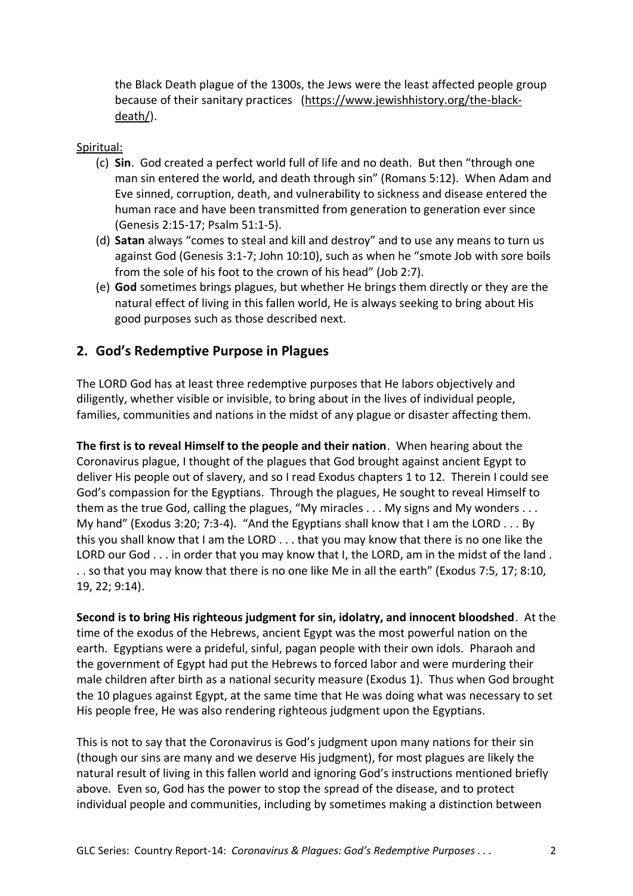the Black Death plague of the 1300s, the Jews were the least affected people group because of their sanitary practices (https://www.jewishhistory.org/the-black-death/).

Spiritual:

(c) **Sin**. God created a perfect world full of life and no death. But then "through one man sin entered the world, and death through sin" (Romans 5:12). When Adam and Eve sinned, corruption, death, and vulnerability to sickness and disease entered the human race and have been transmitted from generation to generation ever since (Genesis 2:15-17; Psalm 51:1-5).

(d) **Satan** always "comes to steal and kill and destroy" and to use any means to turn us against God (Genesis 3:1-7; John 10:10), such as when he "smote Job with sore boils from the sole of his foot to the crown of his head" (Job 2:7).

(e) **God** sometimes brings plagues, but whether He brings them directly or they are the natural effect of living in this fallen world, He is always seeking to bring about His good purposes such as those described next.

## 2. God's Redemptive Purpose in Plagues

The LORD God has at least three redemptive purposes that He labors objectively and diligently, whether visible or invisible, to bring about in the lives of individual people, families, communities and nations in the midst of any plague or disaster affecting them.

**The first is to reveal Himself to the people and their nation**. When hearing about the Coronavirus plague, I thought of the plagues that God brought against ancient Egypt to deliver His people out of slavery, and so I read Exodus chapters 1 to 12. Therein I could see God's compassion for the Egyptians. Through the plagues, He sought to reveal Himself to them as the true God, calling the plagues, "My miracles . . . My signs and My wonders . . . My hand" (Exodus 3:20; 7:3-4). "And the Egyptians shall know that I am the LORD . . . By this you shall know that I am the LORD . . . that you may know that there is no one like the LORD our God . . . in order that you may know that I, the LORD, am in the midst of the land . . . so that you may know that there is no one like Me in all the earth" (Exodus 7:5, 17; 8:10, 19, 22; 9:14).

**Second is to bring His righteous judgment for sin, idolatry, and innocent bloodshed**. At the time of the exodus of the Hebrews, ancient Egypt was the most powerful nation on the earth. Egyptians were a prideful, sinful, pagan people with their own idols. Pharaoh and the government of Egypt had put the Hebrews to forced labor and were murdering their male children after birth as a national security measure (Exodus 1). Thus when God brought the 10 plagues against Egypt, at the same time that He was doing what was necessary to set His people free, He was also rendering righteous judgment upon the Egyptians.

This is not to say that the Coronavirus is God's judgment upon many nations for their sin (though our sins are many and we deserve His judgment), for most plagues are likely the natural result of living in this fallen world and ignoring God's instructions mentioned briefly above. Even so, God has the power to stop the spread of the disease, and to protect individual people and communities, including by sometimes making a distinction between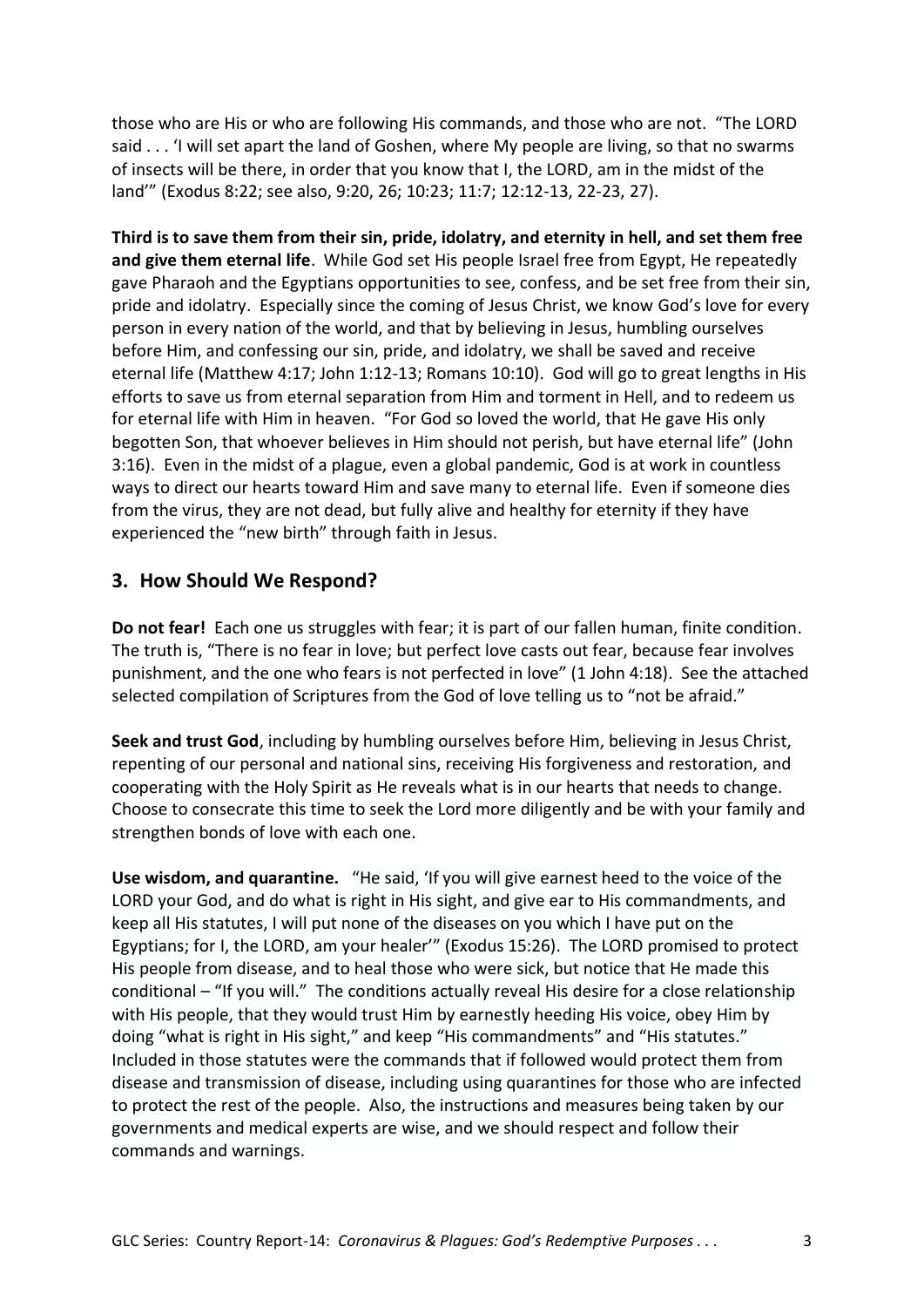those who are His or who are following His commands, and those who are not. "The LORD said . . . 'I will set apart the land of Goshen, where My people are living, so that no swarms of insects will be there, in order that you know that I, the LORD, am in the midst of the land'" (Exodus 8:22; see also, 9:20, 26; 10:23; 11:7; 12:12-13, 22-23, 27).

**Third is to save them from their sin, pride, idolatry, and eternity in hell, and set them free and give them eternal life**. While God set His people Israel free from Egypt, He repeatedly gave Pharaoh and the Egyptians opportunities to see, confess, and be set free from their sin, pride and idolatry. Especially since the coming of Jesus Christ, we know God's love for every person in every nation of the world, and that by believing in Jesus, humbling ourselves before Him, and confessing our sin, pride, and idolatry, we shall be saved and receive eternal life (Matthew 4:17; John 1:12-13; Romans 10:10). God will go to great lengths in His efforts to save us from eternal separation from Him and torment in Hell, and to redeem us for eternal life with Him in heaven. "For God so loved the world, that He gave His only begotten Son, that whoever believes in Him should not perish, but have eternal life" (John 3:16). Even in the midst of a plague, even a global pandemic, God is at work in countless ways to direct our hearts toward Him and save many to eternal life. Even if someone dies from the virus, they are not dead, but fully alive and healthy for eternity if they have experienced the "new birth" through faith in Jesus.

## 3. How Should We Respond?

**Do not fear!** Each one us struggles with fear; it is part of our fallen human, finite condition. The truth is, "There is no fear in love; but perfect love casts out fear, because fear involves punishment, and the one who fears is not perfected in love" (1 John 4:18). See the attached selected compilation of Scriptures from the God of love telling us to "not be afraid."

**Seek and trust God**, including by humbling ourselves before Him, believing in Jesus Christ, repenting of our personal and national sins, receiving His forgiveness and restoration, and cooperating with the Holy Spirit as He reveals what is in our hearts that needs to change. Choose to consecrate this time to seek the Lord more diligently and be with your family and strengthen bonds of love with each one.

**Use wisdom, and quarantine.** "He said, 'If you will give earnest heed to the voice of the LORD your God, and do what is right in His sight, and give ear to His commandments, and keep all His statutes, I will put none of the diseases on you which I have put on the Egyptians; for I, the LORD, am your healer'" (Exodus 15:26). The LORD promised to protect His people from disease, and to heal those who were sick, but notice that He made this conditional – "If you will." The conditions actually reveal His desire for a close relationship with His people, that they would trust Him by earnestly heeding His voice, obey Him by doing "what is right in His sight," and keep "His commandments" and "His statutes." Included in those statutes were the commands that if followed would protect them from disease and transmission of disease, including using quarantines for those who are infected to protect the rest of the people. Also, the instructions and measures being taken by our governments and medical experts are wise, and we should respect and follow their commands and warnings.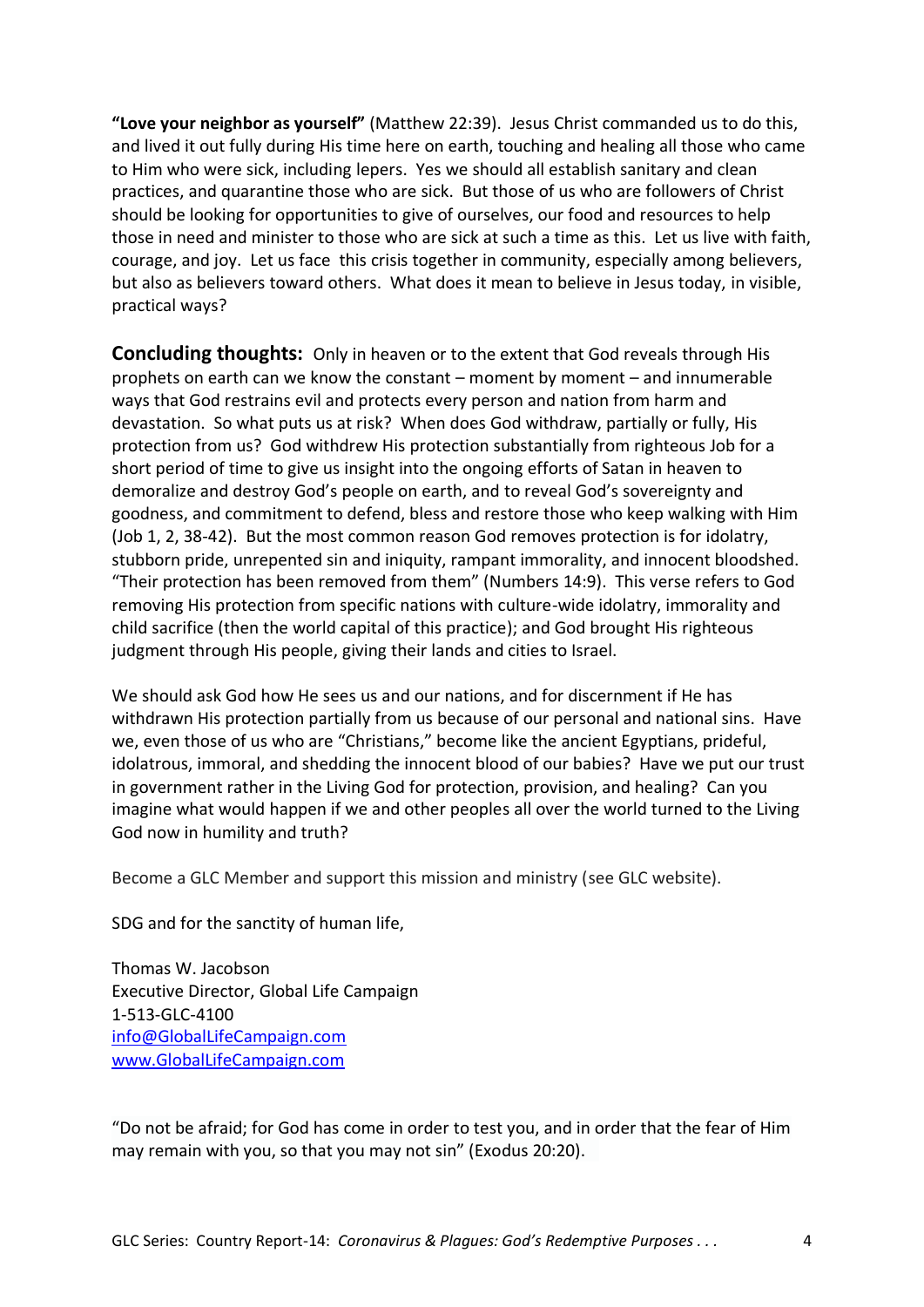**"Love your neighbor as yourself"** (Matthew 22:39). Jesus Christ commanded us to do this, and lived it out fully during His time here on earth, touching and healing all those who came to Him who were sick, including lepers. Yes we should all establish sanitary and clean practices, and quarantine those who are sick. But those of us who are followers of Christ should be looking for opportunities to give of ourselves, our food and resources to help those in need and minister to those who are sick at such a time as this. Let us live with faith, courage, and joy. Let us face this crisis together in community, especially among believers, but also as believers toward others. What does it mean to believe in Jesus today, in visible, practical ways?

**Concluding thoughts:** Only in heaven or to the extent that God reveals through His prophets on earth can we know the constant – moment by moment – and innumerable ways that God restrains evil and protects every person and nation from harm and devastation. So what puts us at risk? When does God withdraw, partially or fully, His protection from us? God withdrew His protection substantially from righteous Job for a short period of time to give us insight into the ongoing efforts of Satan in heaven to demoralize and destroy God's people on earth, and to reveal God's sovereignty and goodness, and commitment to defend, bless and restore those who keep walking with Him (Job 1, 2, 38-42). But the most common reason God removes protection is for idolatry, stubborn pride, unrepented sin and iniquity, rampant immorality, and innocent bloodshed. "Their protection has been removed from them" (Numbers 14:9). This verse refers to God removing His protection from specific nations with culture-wide idolatry, immorality and child sacrifice (then the world capital of this practice); and God brought His righteous judgment through His people, giving their lands and cities to Israel.

We should ask God how He sees us and our nations, and for discernment if He has withdrawn His protection partially from us because of our personal and national sins. Have we, even those of us who are "Christians," become like the ancient Egyptians, prideful, idolatrous, immoral, and shedding the innocent blood of our babies? Have we put our trust in government rather in the Living God for protection, provision, and healing? Can you imagine what would happen if we and other peoples all over the world turned to the Living God now in humility and truth?

Become a GLC Member and support this mission and ministry (see GLC website).

SDG and for the sanctity of human life,

Thomas W. Jacobson
Executive Director, Global Life Campaign
1-513-GLC-4100
[info@GlobalLifeCampaign.com](mailto:info@GlobalLifeCampaign.com)
[www.GlobalLifeCampaign.com](http://www.GlobalLifeCampaign.com)

"Do not be afraid; for God has come in order to test you, and in order that the fear of Him may remain with you, so that you may not sin" (Exodus 20:20).